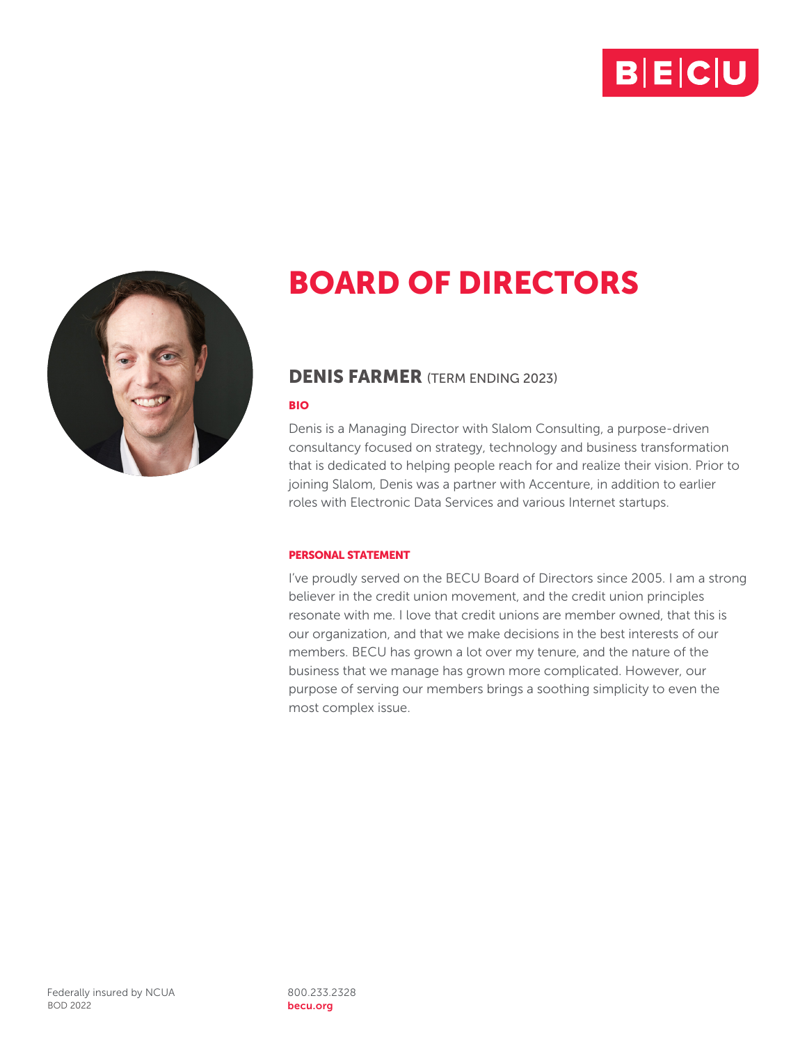# BOARD OF DIRECTORS

## DENIS FARMER (TERM ENDING 2023)

### BIO

Denis is a Managing Director with Slalom Consulting, a purpose-driven consultancy focused on strategy, technology and business transformation that is dedicated to helping people reach for and realize their vision. Prior to joining Slalom, Denis was a partner with Accenture, in addition to earlier roles with Electronic Data Services and various Internet startups.

### PERSONAL STATEMENT

I've proudly served on the BECU Board of Directors since 2005. I am a strong believer in the credit union movement, and the credit union principles resonate with me. I love that credit unions are member owned, that this is our organization, and that we make decisions in the best interests of our members. BECU has grown a lot over my tenure, and the nature of the business that we manage has grown more complicated. However, our purpose of serving our members brings a soothing simplicity to even the most complex issue.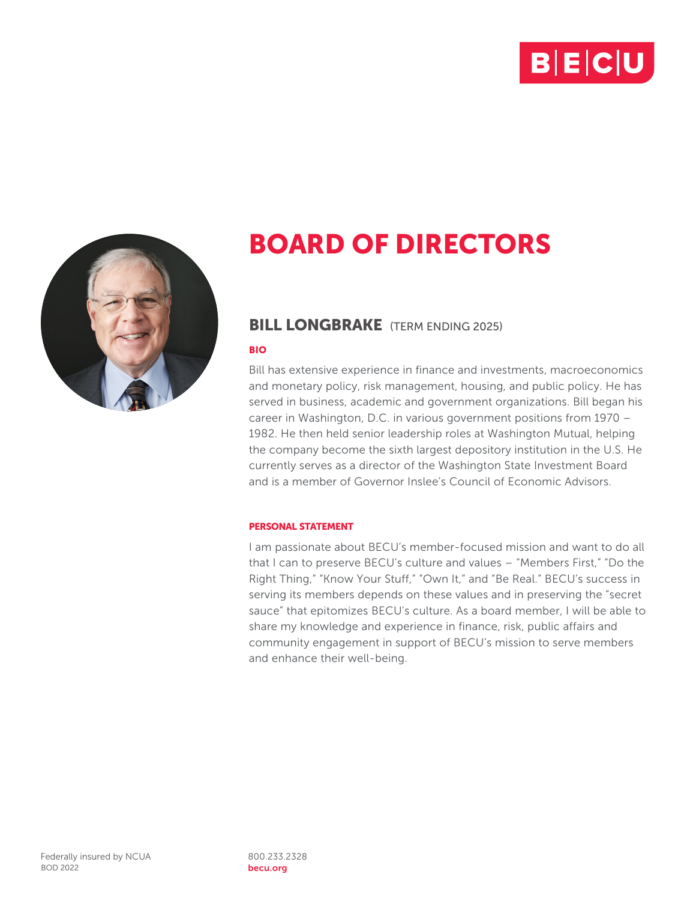# BOARD OF DIRECTORS

## BILL LONGBRAKE (TERM ENDING 2025)

### BIO

Bill has extensive experience in finance and investments, macroeconomics and monetary policy, risk management, housing, and public policy. He has served in business, academic and government organizations. Bill began his career in Washington, D.C. in various government positions from 1970 – 1982. He then held senior leadership roles at Washington Mutual, helping the company become the sixth largest depository institution in the U.S. He currently serves as a director of the Washington State Investment Board and is a member of Governor Inslee's Council of Economic Advisors.

### PERSONAL STATEMENT

I am passionate about BECU's member-focused mission and want to do all that I can to preserve BECU's culture and values – "Members First," "Do the Right Thing," "Know Your Stuff," "Own It," and "Be Real." BECU's success in serving its members depends on these values and in preserving the "secret sauce" that epitomizes BECU's culture. As a board member, I will be able to share my knowledge and experience in finance, risk, public affairs and community engagement in support of BECU's mission to serve members and enhance their well-being.

Federally insured by NCUA
BOD 2022

800.233.2328
becu.org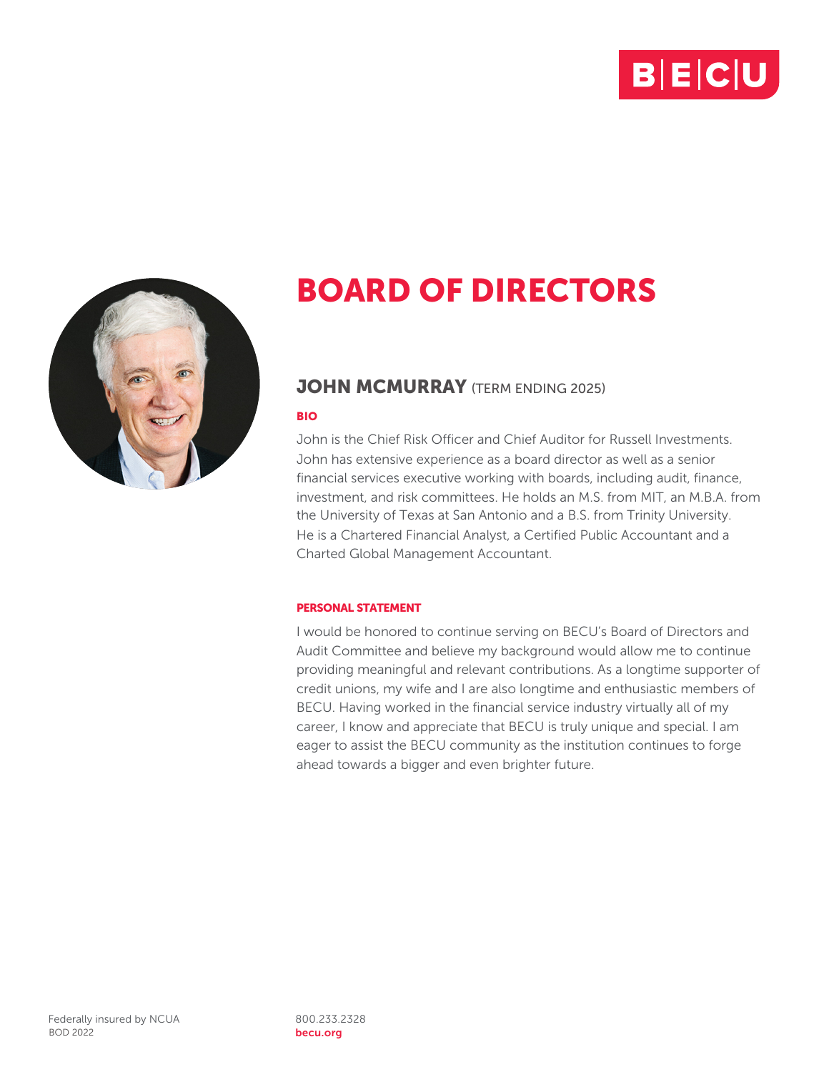# BOARD OF DIRECTORS

## JOHN MCMURRAY (TERM ENDING 2025)

### BIO

John is the Chief Risk Officer and Chief Auditor for Russell Investments. John has extensive experience as a board director as well as a senior financial services executive working with boards, including audit, finance, investment, and risk committees. He holds an M.S. from MIT, an M.B.A. from the University of Texas at San Antonio and a B.S. from Trinity University. He is a Chartered Financial Analyst, a Certified Public Accountant and a Charted Global Management Accountant.

### PERSONAL STATEMENT

I would be honored to continue serving on BECU's Board of Directors and Audit Committee and believe my background would allow me to continue providing meaningful and relevant contributions. As a longtime supporter of credit unions, my wife and I are also longtime and enthusiastic members of BECU. Having worked in the financial service industry virtually all of my career, I know and appreciate that BECU is truly unique and special. I am eager to assist the BECU community as the institution continues to forge ahead towards a bigger and even brighter future.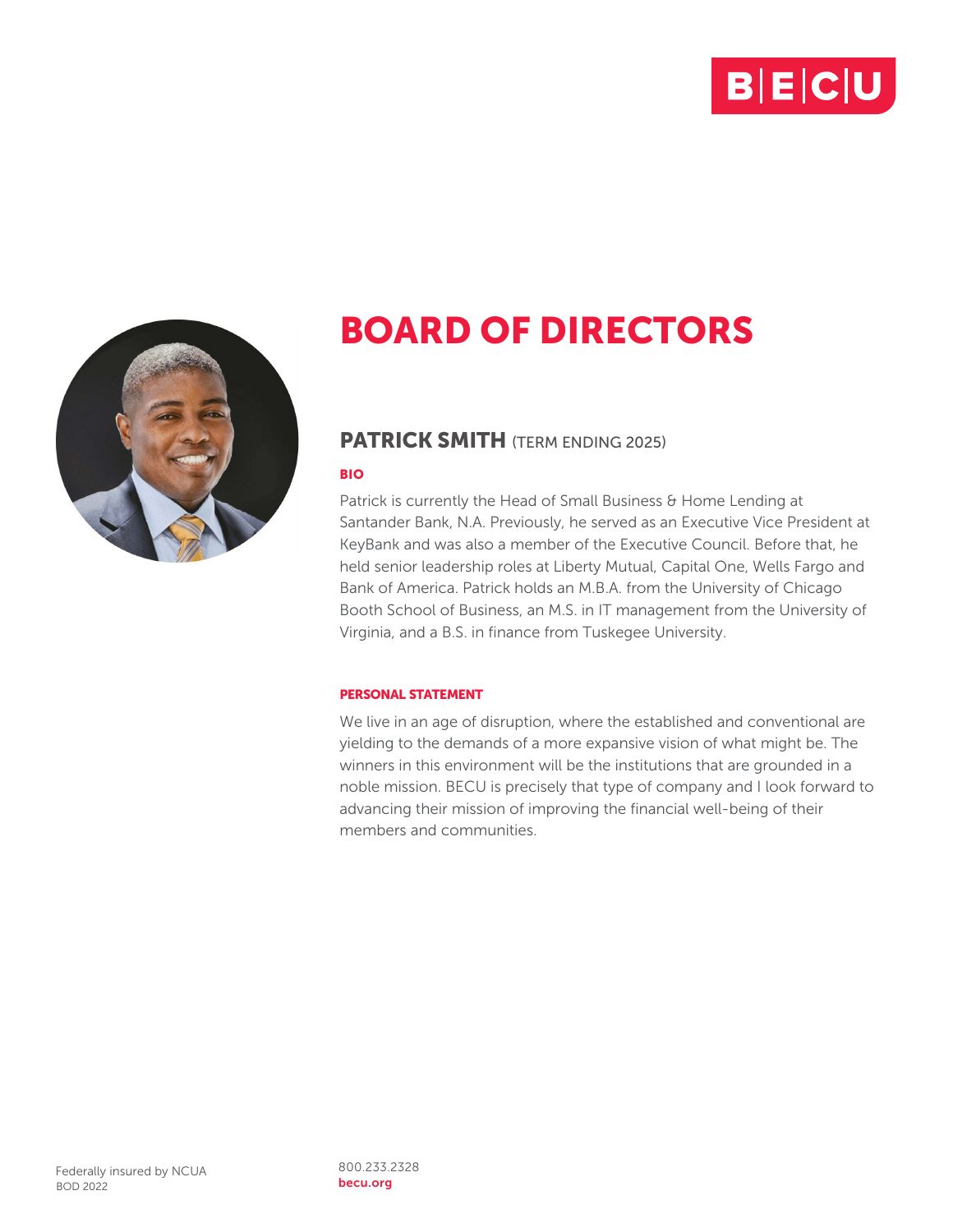# BOARD OF DIRECTORS

## PATRICK SMITH (TERM ENDING 2025)

### BIO

Patrick is currently the Head of Small Business & Home Lending at Santander Bank, N.A. Previously, he served as an Executive Vice President at KeyBank and was also a member of the Executive Council. Before that, he held senior leadership roles at Liberty Mutual, Capital One, Wells Fargo and Bank of America. Patrick holds an M.B.A. from the University of Chicago Booth School of Business, an M.S. in IT management from the University of Virginia, and a B.S. in finance from Tuskegee University.

### PERSONAL STATEMENT

We live in an age of disruption, where the established and conventional are yielding to the demands of a more expansive vision of what might be. The winners in this environment will be the institutions that are grounded in a noble mission. BECU is precisely that type of company and I look forward to advancing their mission of improving the financial well-being of their members and communities.

Federally insured by NCUA
BOD 2022

800.233.2328
becu.org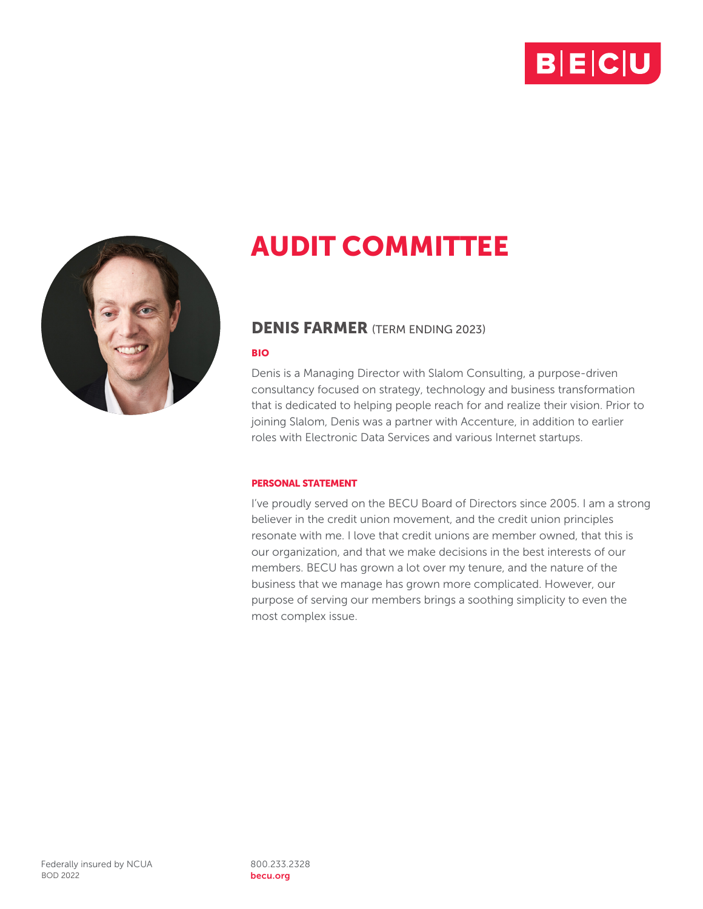# AUDIT COMMITTEE

## DENIS FARMER (TERM ENDING 2023)

### BIO

Denis is a Managing Director with Slalom Consulting, a purpose-driven consultancy focused on strategy, technology and business transformation that is dedicated to helping people reach for and realize their vision. Prior to joining Slalom, Denis was a partner with Accenture, in addition to earlier roles with Electronic Data Services and various Internet startups.

### PERSONAL STATEMENT

I've proudly served on the BECU Board of Directors since 2005. I am a strong believer in the credit union movement, and the credit union principles resonate with me. I love that credit unions are member owned, that this is our organization, and that we make decisions in the best interests of our members. BECU has grown a lot over my tenure, and the nature of the business that we manage has grown more complicated. However, our purpose of serving our members brings a soothing simplicity to even the most complex issue.

Federally insured by NCUA
BOD 2022

800.233.2328
becu.org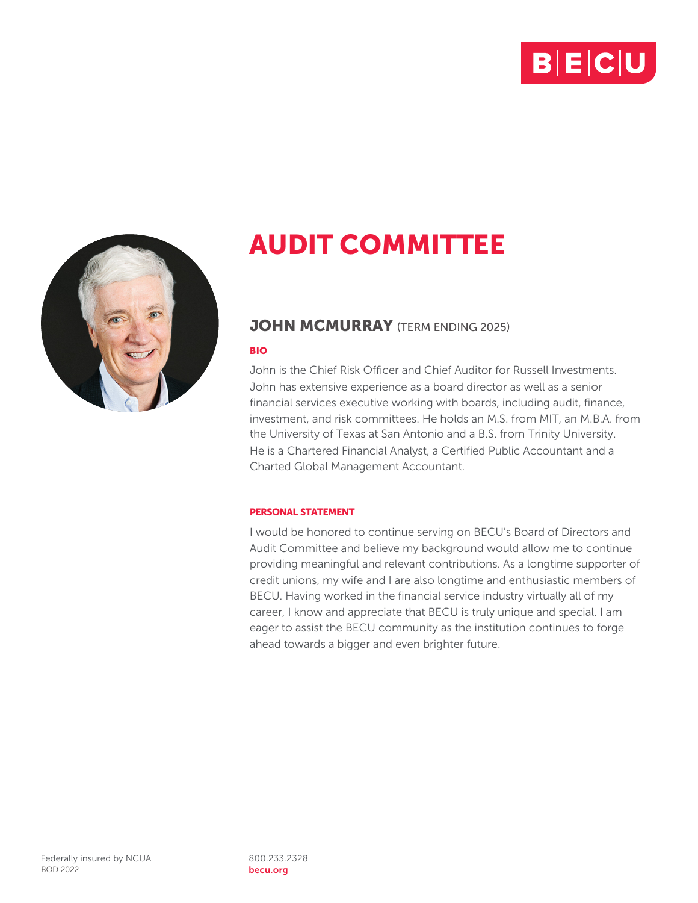# AUDIT COMMITTEE

## JOHN MCMURRAY (TERM ENDING 2025)

### BIO

John is the Chief Risk Officer and Chief Auditor for Russell Investments. John has extensive experience as a board director as well as a senior financial services executive working with boards, including audit, finance, investment, and risk committees. He holds an M.S. from MIT, an M.B.A. from the University of Texas at San Antonio and a B.S. from Trinity University. He is a Chartered Financial Analyst, a Certified Public Accountant and a Charted Global Management Accountant.

### PERSONAL STATEMENT

I would be honored to continue serving on BECU's Board of Directors and Audit Committee and believe my background would allow me to continue providing meaningful and relevant contributions. As a longtime supporter of credit unions, my wife and I are also longtime and enthusiastic members of BECU. Having worked in the financial service industry virtually all of my career, I know and appreciate that BECU is truly unique and special. I am eager to assist the BECU community as the institution continues to forge ahead towards a bigger and even brighter future.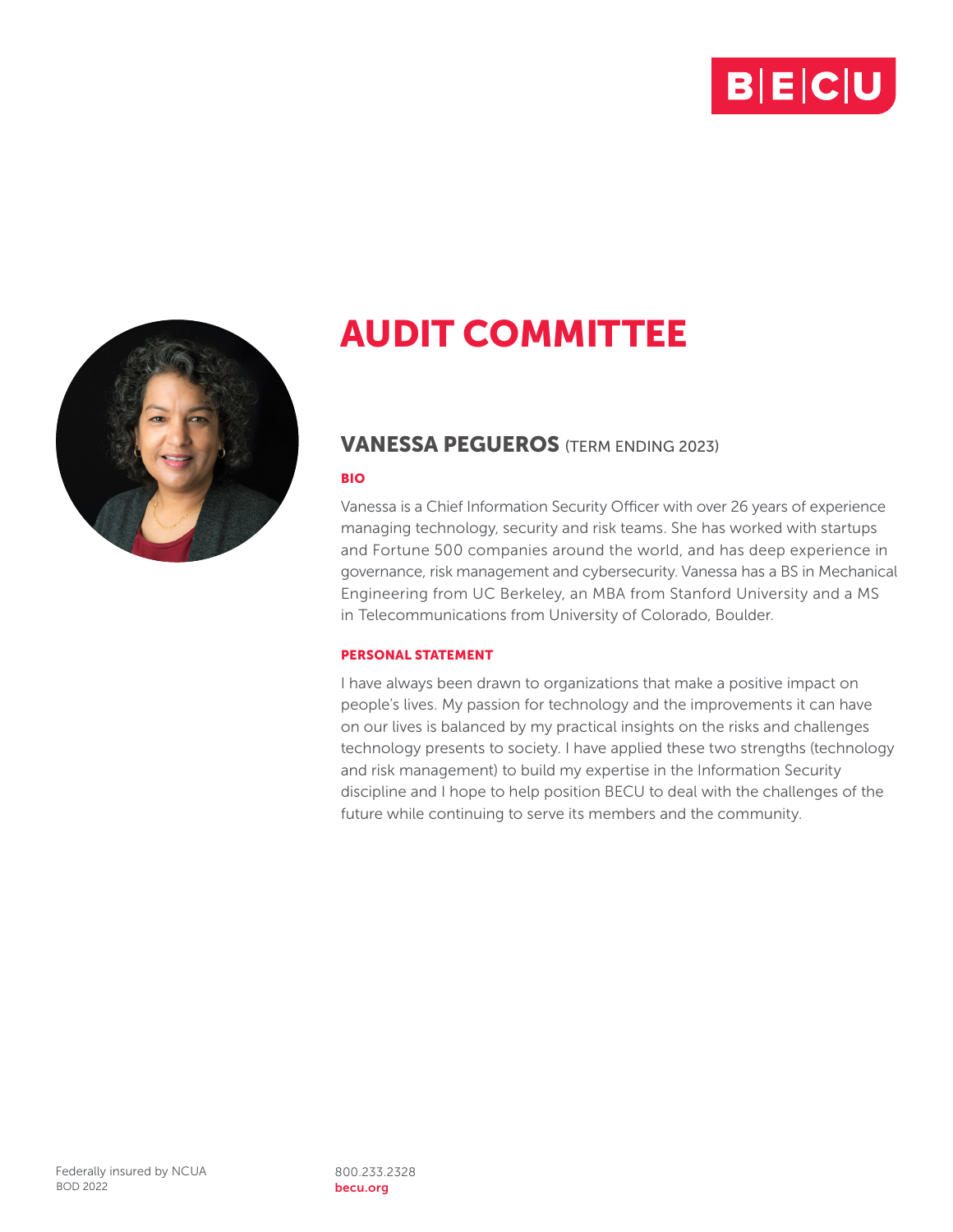# AUDIT COMMITTEE

## VANESSA PEGUEROS (TERM ENDING 2023)

### BIO

Vanessa is a Chief Information Security Officer with over 26 years of experience managing technology, security and risk teams. She has worked with startups and Fortune 500 companies around the world, and has deep experience in governance, risk management and cybersecurity. Vanessa has a BS in Mechanical Engineering from UC Berkeley, an MBA from Stanford University and a MS in Telecommunications from University of Colorado, Boulder.

### PERSONAL STATEMENT

I have always been drawn to organizations that make a positive impact on people's lives. My passion for technology and the improvements it can have on our lives is balanced by my practical insights on the risks and challenges technology presents to society. I have applied these two strengths (technology and risk management) to build my expertise in the Information Security discipline and I hope to help position BECU to deal with the challenges of the future while continuing to serve its members and the community.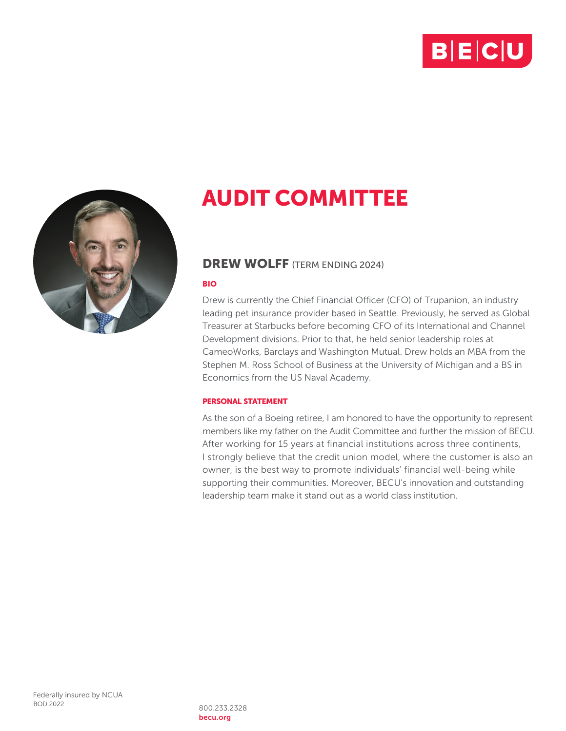# AUDIT COMMITTEE

## DREW WOLFF (TERM ENDING 2024)

**BIO**

Drew is currently the Chief Financial Officer (CFO) of Trupanion, an industry leading pet insurance provider based in Seattle. Previously, he served as Global Treasurer at Starbucks before becoming CFO of its International and Channel Development divisions. Prior to that, he held senior leadership roles at CameoWorks, Barclays and Washington Mutual. Drew holds an MBA from the Stephen M. Ross School of Business at the University of Michigan and a BS in Economics from the US Naval Academy.

**PERSONAL STATEMENT**

As the son of a Boeing retiree, I am honored to have the opportunity to represent members like my father on the Audit Committee and further the mission of BECU. After working for 15 years at financial institutions across three continents, I strongly believe that the credit union model, where the customer is also an owner, is the best way to promote individuals' financial well-being while supporting their communities. Moreover, BECU's innovation and outstanding leadership team make it stand out as a world class institution.

Federally insured by NCUA
BOD 2022

800.233.2328
becu.org